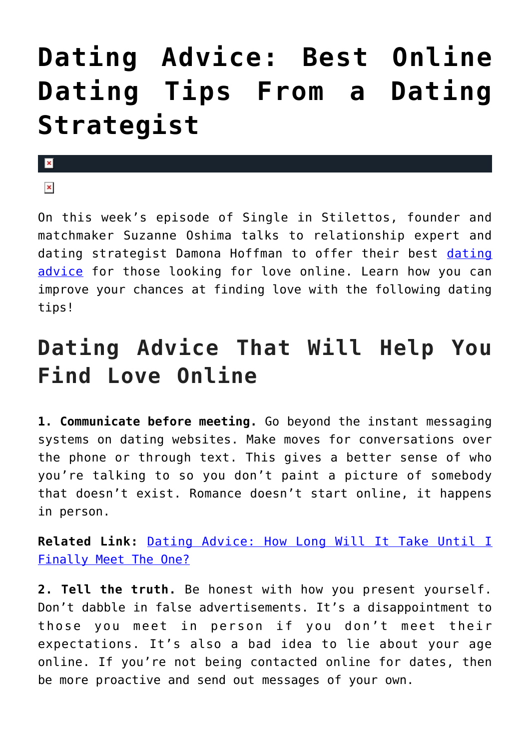# Dating Advice: Best Online Dating Tips From a Dating Strategist

On this week's episode of Single in Stilettos, founder and matchmaker Suzanne Oshima talks to relationship expert and dating strategist Damona Hoffman to offer their best dating advice for those looking for love online. Learn how you can improve your chances at finding love with the following dating tips!

## Dating Advice That Will Help You Find Love Online

**1. Communicate before meeting.** Go beyond the instant messaging systems on dating websites. Make moves for conversations over the phone or through text. This gives a better sense of who you're talking to so you don't paint a picture of somebody that doesn't exist. Romance doesn't start online, it happens in person.

**Related Link:** Dating Advice: How Long Will It Take Until I Finally Meet The One?

**2. Tell the truth.** Be honest with how you present yourself. Don't dabble in false advertisements. It's a disappointment to those you meet in person if you don't meet their expectations. It's also a bad idea to lie about your age online. If you're not being contacted online for dates, then be more proactive and send out messages of your own.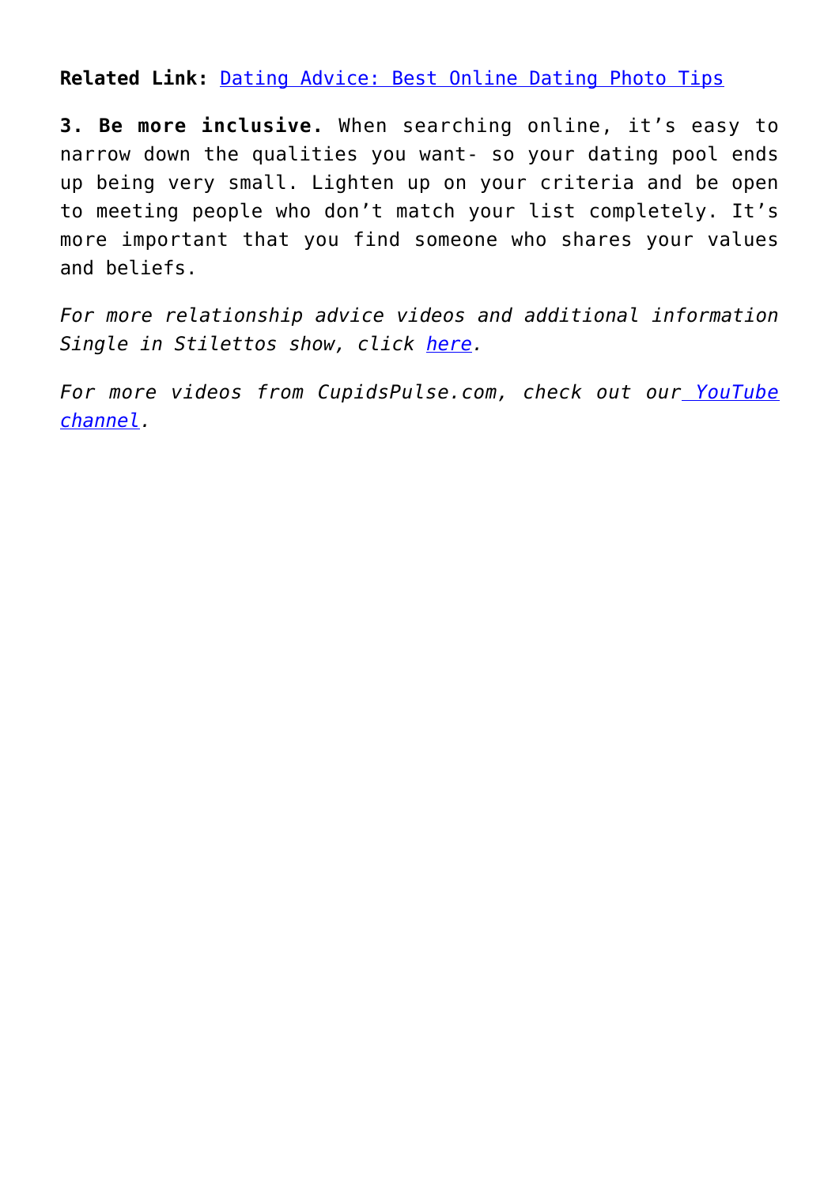**Related Link:** Dating Advice: Best Online Dating Photo Tips

**3. Be more inclusive.** When searching online, it's easy to narrow down the qualities you want- so your dating pool ends up being very small. Lighten up on your criteria and be open to meeting people who don't match your list completely. It's more important that you find someone who shares your values and beliefs.

*For more relationship advice videos and additional information Single in Stilettos show, click here.*

*For more videos from CupidsPulse.com, check out our YouTube channel.*